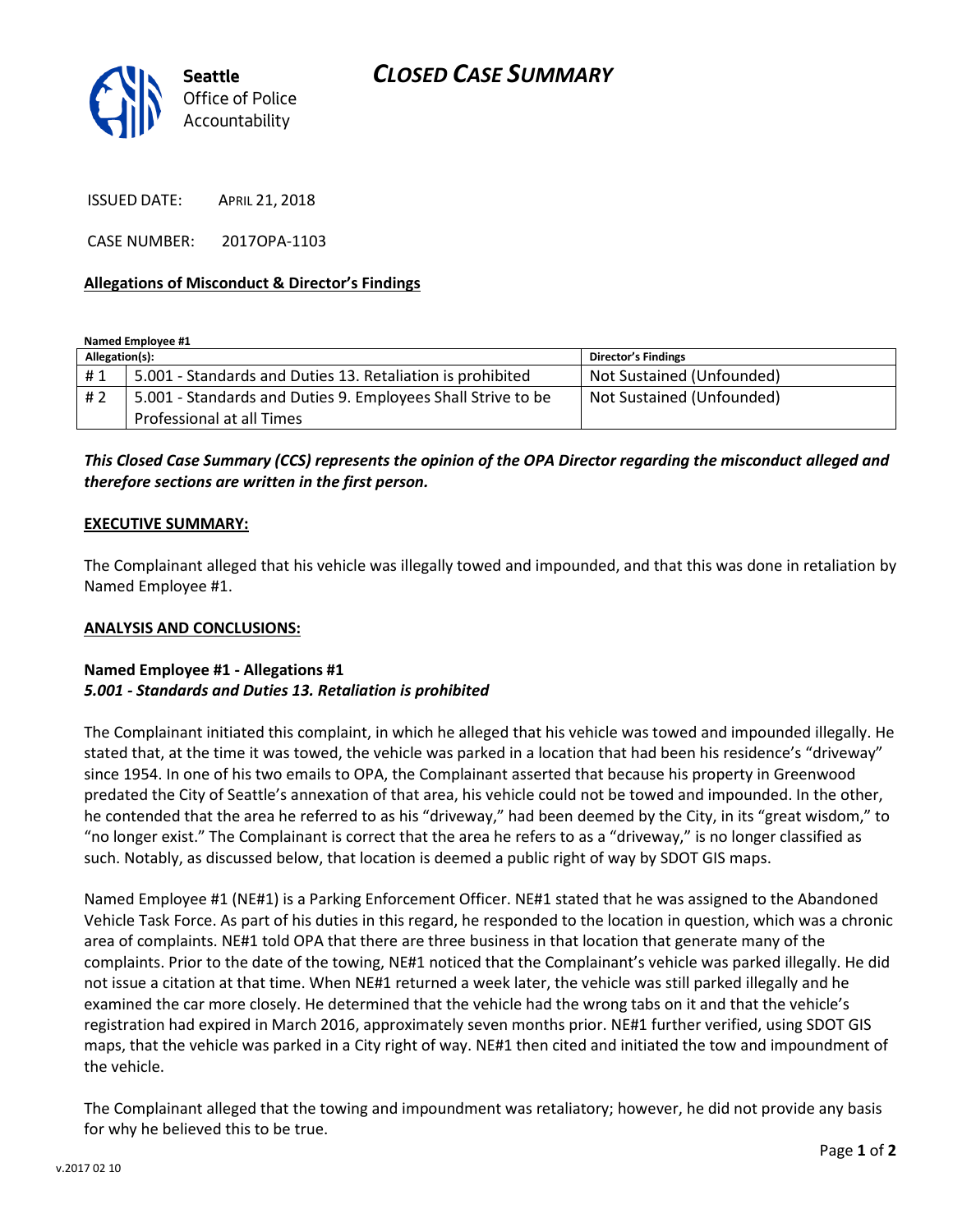Seattle Office of Police Accountability

# CLOSED CASE SUMMARY

ISSUED DATE: APRIL 21, 2018

CASE NUMBER: 2017OPA-1103

## Allegations of Misconduct & Director's Findings

**Named Employee #1**

| Allegation(s): | | Director's Findings |
|---|---|---|
| # 1 | 5.001 - Standards and Duties 13. Retaliation is prohibited | Not Sustained (Unfounded) |
| # 2 | 5.001 - Standards and Duties 9. Employees Shall Strive to be Professional at all Times | Not Sustained (Unfounded) |

***This Closed Case Summary (CCS) represents the opinion of the OPA Director regarding the misconduct alleged and therefore sections are written in the first person.***

**EXECUTIVE SUMMARY:**

The Complainant alleged that his vehicle was illegally towed and impounded, and that this was done in retaliation by Named Employee #1.

**ANALYSIS AND CONCLUSIONS:**

**Named Employee #1 - Allegations #1**
***5.001 - Standards and Duties 13. Retaliation is prohibited***

The Complainant initiated this complaint, in which he alleged that his vehicle was towed and impounded illegally. He stated that, at the time it was towed, the vehicle was parked in a location that had been his residence's "driveway" since 1954. In one of his two emails to OPA, the Complainant asserted that because his property in Greenwood predated the City of Seattle's annexation of that area, his vehicle could not be towed and impounded. In the other, he contended that the area he referred to as his "driveway," had been deemed by the City, in its "great wisdom," to "no longer exist." The Complainant is correct that the area he refers to as a "driveway," is no longer classified as such. Notably, as discussed below, that location is deemed a public right of way by SDOT GIS maps.

Named Employee #1 (NE#1) is a Parking Enforcement Officer. NE#1 stated that he was assigned to the Abandoned Vehicle Task Force. As part of his duties in this regard, he responded to the location in question, which was a chronic area of complaints. NE#1 told OPA that there are three business in that location that generate many of the complaints. Prior to the date of the towing, NE#1 noticed that the Complainant's vehicle was parked illegally. He did not issue a citation at that time. When NE#1 returned a week later, the vehicle was still parked illegally and he examined the car more closely. He determined that the vehicle had the wrong tabs on it and that the vehicle's registration had expired in March 2016, approximately seven months prior. NE#1 further verified, using SDOT GIS maps, that the vehicle was parked in a City right of way. NE#1 then cited and initiated the tow and impoundment of the vehicle.

The Complainant alleged that the towing and impoundment was retaliatory; however, he did not provide any basis for why he believed this to be true.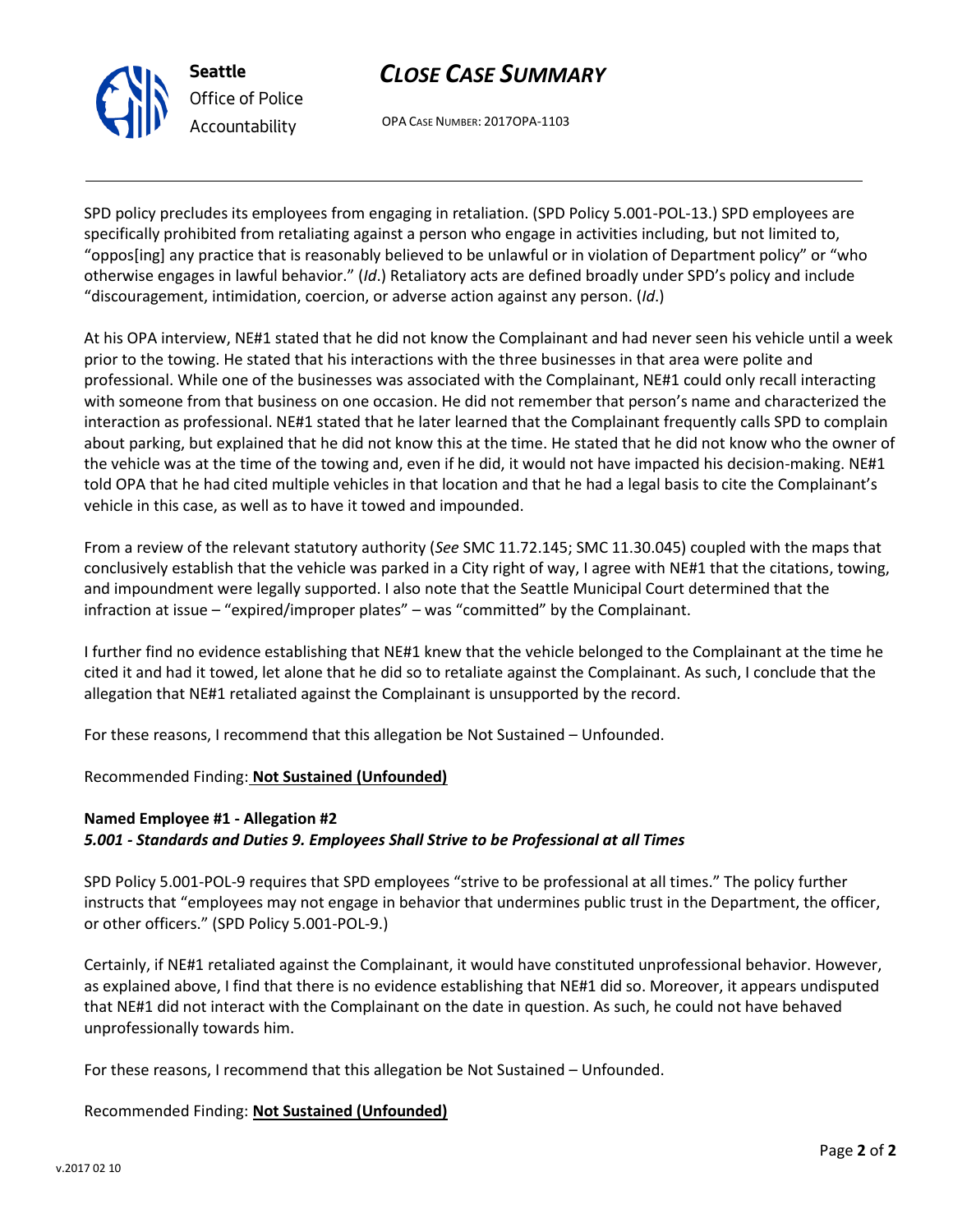SPD policy precludes its employees from engaging in retaliation. (SPD Policy 5.001-POL-13.) SPD employees are specifically prohibited from retaliating against a person who engage in activities including, but not limited to, "oppos[ing] any practice that is reasonably believed to be unlawful or in violation of Department policy" or "who otherwise engages in lawful behavior." (*Id*.) Retaliatory acts are defined broadly under SPD's policy and include "discouragement, intimidation, coercion, or adverse action against any person. (*Id*.)

At his OPA interview, NE#1 stated that he did not know the Complainant and had never seen his vehicle until a week prior to the towing. He stated that his interactions with the three businesses in that area were polite and professional. While one of the businesses was associated with the Complainant, NE#1 could only recall interacting with someone from that business on one occasion. He did not remember that person's name and characterized the interaction as professional. NE#1 stated that he later learned that the Complainant frequently calls SPD to complain about parking, but explained that he did not know this at the time. He stated that he did not know who the owner of the vehicle was at the time of the towing and, even if he did, it would not have impacted his decision-making. NE#1 told OPA that he had cited multiple vehicles in that location and that he had a legal basis to cite the Complainant's vehicle in this case, as well as to have it towed and impounded.

From a review of the relevant statutory authority (*See* SMC 11.72.145; SMC 11.30.045) coupled with the maps that conclusively establish that the vehicle was parked in a City right of way, I agree with NE#1 that the citations, towing, and impoundment were legally supported. I also note that the Seattle Municipal Court determined that the infraction at issue – "expired/improper plates" – was "committed" by the Complainant.

I further find no evidence establishing that NE#1 knew that the vehicle belonged to the Complainant at the time he cited it and had it towed, let alone that he did so to retaliate against the Complainant. As such, I conclude that the allegation that NE#1 retaliated against the Complainant is unsupported by the record.

For these reasons, I recommend that this allegation be Not Sustained – Unfounded.

Recommended Finding: **Not Sustained (Unfounded)**

**Named Employee #1 - Allegation #2**
***5.001 - Standards and Duties 9. Employees Shall Strive to be Professional at all Times***

SPD Policy 5.001-POL-9 requires that SPD employees "strive to be professional at all times." The policy further instructs that "employees may not engage in behavior that undermines public trust in the Department, the officer, or other officers." (SPD Policy 5.001-POL-9.)

Certainly, if NE#1 retaliated against the Complainant, it would have constituted unprofessional behavior. However, as explained above, I find that there is no evidence establishing that NE#1 did so. Moreover, it appears undisputed that NE#1 did not interact with the Complainant on the date in question. As such, he could not have behaved unprofessionally towards him.

For these reasons, I recommend that this allegation be Not Sustained – Unfounded.

Recommended Finding: **Not Sustained (Unfounded)**